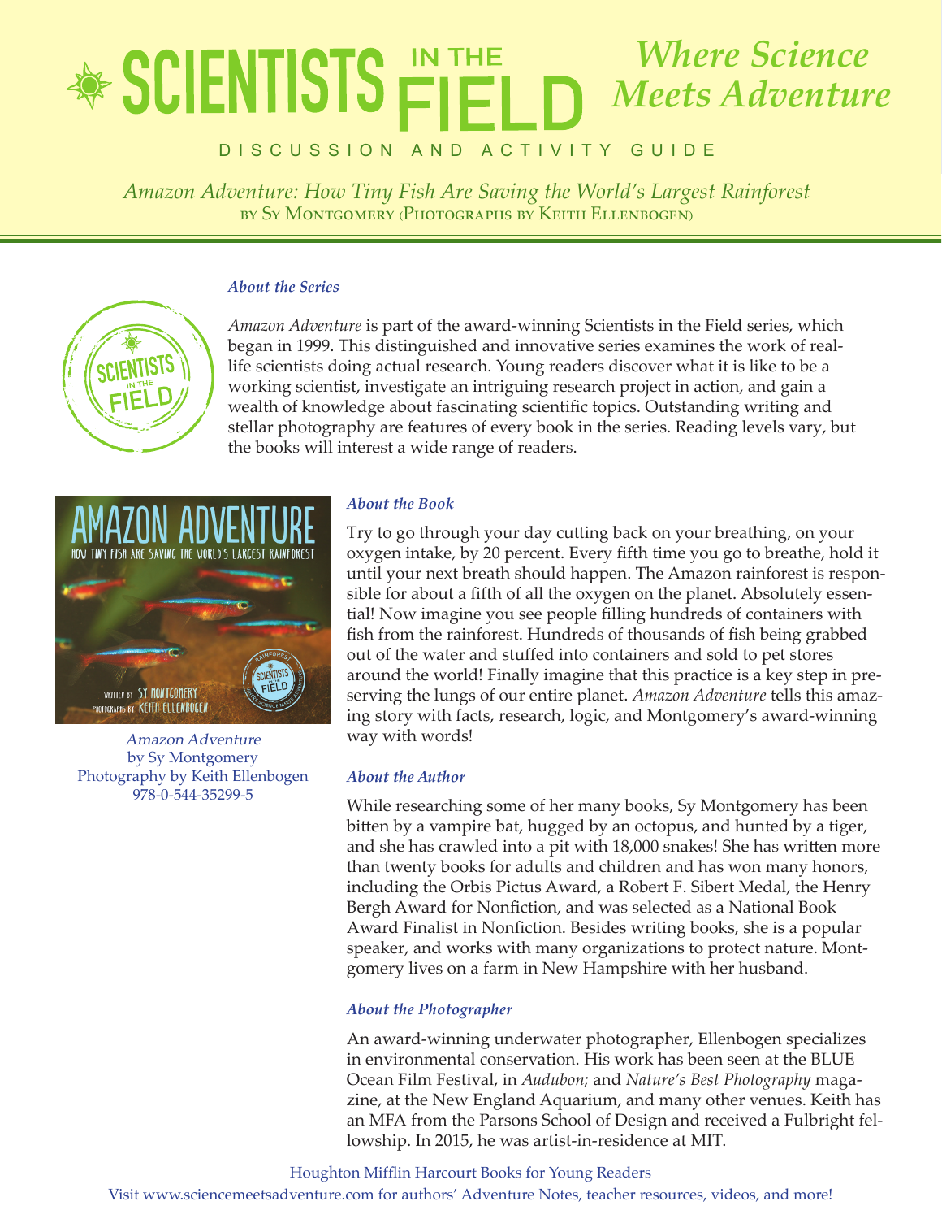# SCIENTISTS IN THE FIELD

*Where Science Meets Adventure*

DISCUSSION AND ACTIVITY GUIDE

*Amazon Adventure: How Tiny Fish Are Saving the World's Largest Rainforest*
by Sy Montgomery (Photographs by Keith Ellenbogen)

### *About the Series*

*Amazon Adventure* is part of the award-winning Scientists in the Field series, which began in 1999. This distinguished and innovative series examines the work of real-life scientists doing actual research. Young readers discover what it is like to be a working scientist, investigate an intriguing research project in action, and gain a wealth of knowledge about fascinating scientific topics. Outstanding writing and stellar photography are features of every book in the series. Reading levels vary, but the books will interest a wide range of readers.

*Amazon Adventure*
by Sy Montgomery
Photography by Keith Ellenbogen
978-0-544-35299-5

### *About the Book*

Try to go through your day cutting back on your breathing, on your oxygen intake, by 20 percent. Every fifth time you go to breathe, hold it until your next breath should happen. The Amazon rainforest is responsible for about a fifth of all the oxygen on the planet. Absolutely essential! Now imagine you see people filling hundreds of containers with fish from the rainforest. Hundreds of thousands of fish being grabbed out of the water and stuffed into containers and sold to pet stores around the world! Finally imagine that this practice is a key step in preserving the lungs of our entire planet. *Amazon Adventure* tells this amazing story with facts, research, logic, and Montgomery's award-winning way with words!

### *About the Author*

While researching some of her many books, Sy Montgomery has been bitten by a vampire bat, hugged by an octopus, and hunted by a tiger, and she has crawled into a pit with 18,000 snakes! She has written more than twenty books for adults and children and has won many honors, including the Orbis Pictus Award, a Robert F. Sibert Medal, the Henry Bergh Award for Nonfiction, and was selected as a National Book Award Finalist in Nonfiction. Besides writing books, she is a popular speaker, and works with many organizations to protect nature. Montgomery lives on a farm in New Hampshire with her husband.

### *About the Photographer*

An award-winning underwater photographer, Ellenbogen specializes in environmental conservation. His work has been seen at the BLUE Ocean Film Festival, in *Audubon;* and *Nature's Best Photography* magazine, at the New England Aquarium, and many other venues. Keith has an MFA from the Parsons School of Design and received a Fulbright fellowship. In 2015, he was artist-in-residence at MIT.

Houghton Mifflin Harcourt Books for Young Readers
Visit www.sciencemeetsadventure.com for authors' Adventure Notes, teacher resources, videos, and more!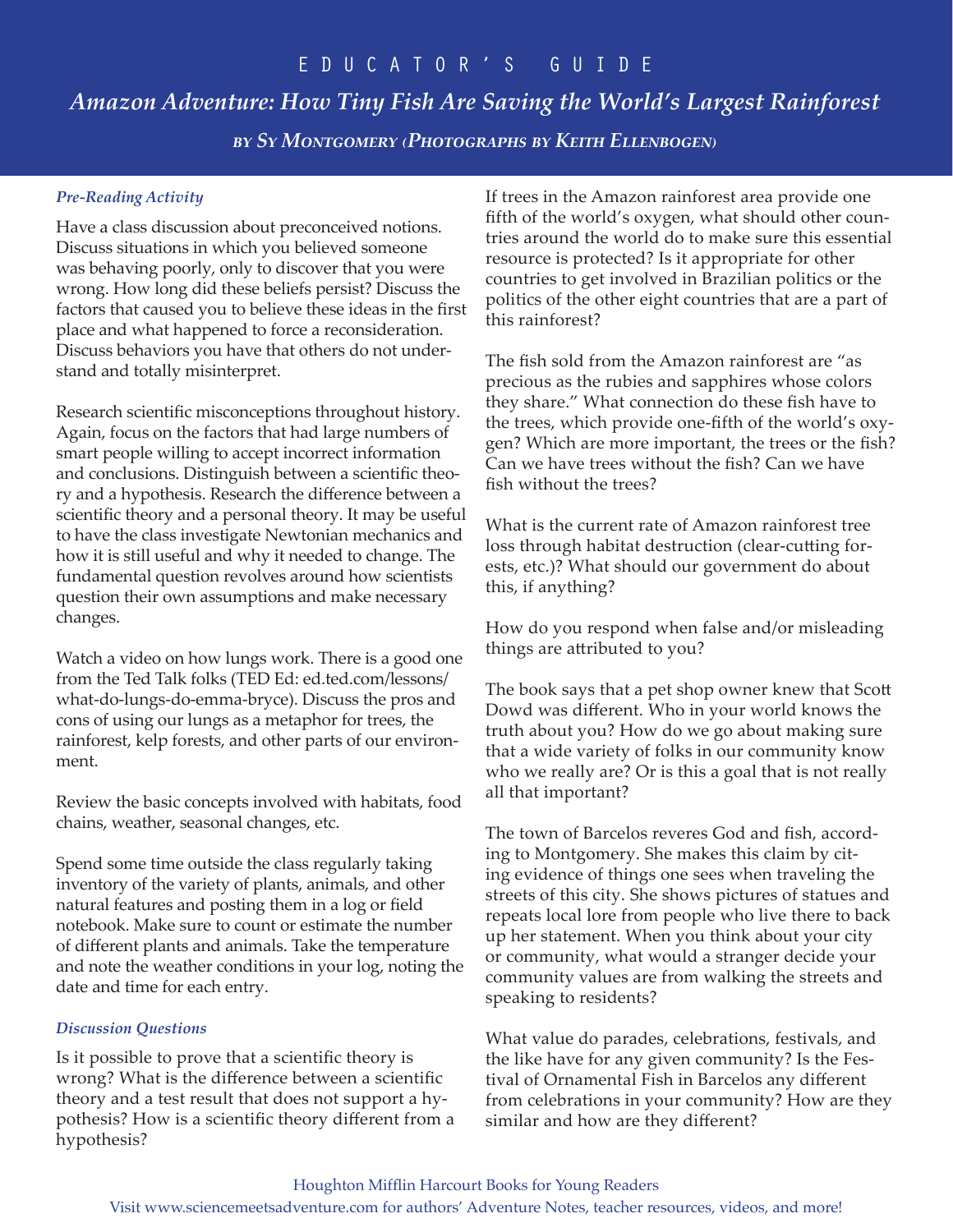# EDUCATOR'S GUIDE

## *Amazon Adventure: How Tiny Fish Are Saving the World's Largest Rainforest*

### *by Sy Montgomery (Photographs by Keith Ellenbogen)*

#### *Pre-Reading Activity*

Have a class discussion about preconceived notions. Discuss situations in which you believed someone was behaving poorly, only to discover that you were wrong. How long did these beliefs persist? Discuss the factors that caused you to believe these ideas in the first place and what happened to force a reconsideration. Discuss behaviors you have that others do not understand and totally misinterpret.

Research scientific misconceptions throughout history. Again, focus on the factors that had large numbers of smart people willing to accept incorrect information and conclusions. Distinguish between a scientific theory and a hypothesis. Research the difference between a scientific theory and a personal theory. It may be useful to have the class investigate Newtonian mechanics and how it is still useful and why it needed to change. The fundamental question revolves around how scientists question their own assumptions and make necessary changes.

Watch a video on how lungs work. There is a good one from the Ted Talk folks (TED Ed: ed.ted.com/lessons/what-do-lungs-do-emma-bryce). Discuss the pros and cons of using our lungs as a metaphor for trees, the rainforest, kelp forests, and other parts of our environment.

Review the basic concepts involved with habitats, food chains, weather, seasonal changes, etc.

Spend some time outside the class regularly taking inventory of the variety of plants, animals, and other natural features and posting them in a log or field notebook. Make sure to count or estimate the number of different plants and animals. Take the temperature and note the weather conditions in your log, noting the date and time for each entry.

#### *Discussion Questions*

Is it possible to prove that a scientific theory is wrong? What is the difference between a scientific theory and a test result that does not support a hypothesis? How is a scientific theory different from a hypothesis?

If trees in the Amazon rainforest area provide one fifth of the world's oxygen, what should other countries around the world do to make sure this essential resource is protected? Is it appropriate for other countries to get involved in Brazilian politics or the politics of the other eight countries that are a part of this rainforest?

The fish sold from the Amazon rainforest are "as precious as the rubies and sapphires whose colors they share." What connection do these fish have to the trees, which provide one-fifth of the world's oxygen? Which are more important, the trees or the fish? Can we have trees without the fish? Can we have fish without the trees?

What is the current rate of Amazon rainforest tree loss through habitat destruction (clear-cutting forests, etc.)? What should our government do about this, if anything?

How do you respond when false and/or misleading things are attributed to you?

The book says that a pet shop owner knew that Scott Dowd was different. Who in your world knows the truth about you? How do we go about making sure that a wide variety of folks in our community know who we really are? Or is this a goal that is not really all that important?

The town of Barcelos reveres God and fish, according to Montgomery. She makes this claim by citing evidence of things one sees when traveling the streets of this city. She shows pictures of statues and repeats local lore from people who live there to back up her statement. When you think about your city or community, what would a stranger decide your community values are from walking the streets and speaking to residents?

What value do parades, celebrations, festivals, and the like have for any given community? Is the Festival of Ornamental Fish in Barcelos any different from celebrations in your community? How are they similar and how are they different?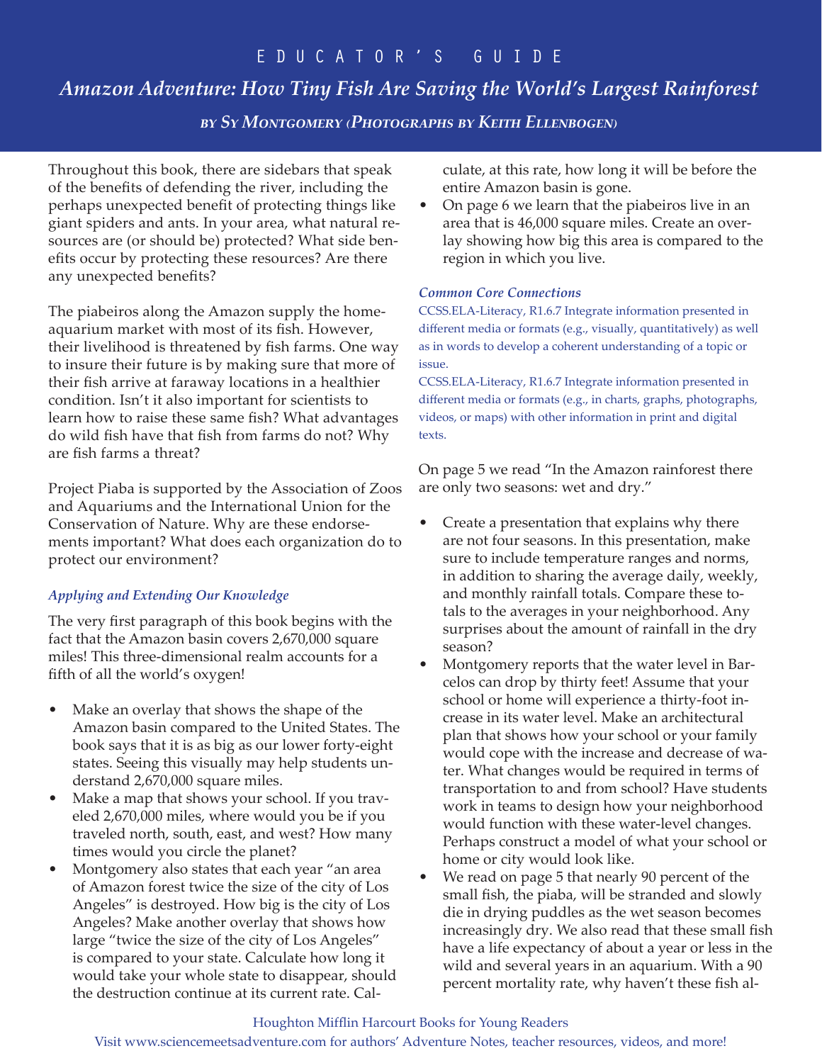Throughout this book, there are sidebars that speak of the benefits of defending the river, including the perhaps unexpected benefit of protecting things like giant spiders and ants. In your area, what natural resources are (or should be) protected? What side benefits occur by protecting these resources? Are there any unexpected benefits?

The piabeiros along the Amazon supply the home-aquarium market with most of its fish. However, their livelihood is threatened by fish farms. One way to insure their future is by making sure that more of their fish arrive at faraway locations in a healthier condition. Isn't it also important for scientists to learn how to raise these same fish? What advantages do wild fish have that fish from farms do not? Why are fish farms a threat?

Project Piaba is supported by the Association of Zoos and Aquariums and the International Union for the Conservation of Nature. Why are these endorsements important? What does each organization do to protect our environment?

### *Applying and Extending Our Knowledge*

The very first paragraph of this book begins with the fact that the Amazon basin covers 2,670,000 square miles! This three-dimensional realm accounts for a fifth of all the world's oxygen!

- Make an overlay that shows the shape of the Amazon basin compared to the United States. The book says that it is as big as our lower forty-eight states. Seeing this visually may help students understand 2,670,000 square miles.
- Make a map that shows your school. If you traveled 2,670,000 miles, where would you be if you traveled north, south, east, and west? How many times would you circle the planet?
- Montgomery also states that each year "an area of Amazon forest twice the size of the city of Los Angeles" is destroyed. How big is the city of Los Angeles? Make another overlay that shows how large "twice the size of the city of Los Angeles" is compared to your state. Calculate how long it would take your whole state to disappear, should the destruction continue at its current rate. Calculate, at this rate, how long it will be before the entire Amazon basin is gone.
- On page 6 we learn that the piabeiros live in an area that is 46,000 square miles. Create an overlay showing how big this area is compared to the region in which you live.

*Common Core Connections*

CCSS.ELA-Literacy, R1.6.7 Integrate information presented in different media or formats (e.g., visually, quantitatively) as well as in words to develop a coherent understanding of a topic or issue.

CCSS.ELA-Literacy, R1.6.7 Integrate information presented in different media or formats (e.g., in charts, graphs, photographs, videos, or maps) with other information in print and digital texts.

On page 5 we read "In the Amazon rainforest there are only two seasons: wet and dry."

- Create a presentation that explains why there are not four seasons. In this presentation, make sure to include temperature ranges and norms, in addition to sharing the average daily, weekly, and monthly rainfall totals. Compare these totals to the averages in your neighborhood. Any surprises about the amount of rainfall in the dry season?
- Montgomery reports that the water level in Barcelos can drop by thirty feet! Assume that your school or home will experience a thirty-foot increase in its water level. Make an architectural plan that shows how your school or your family would cope with the increase and decrease of water. What changes would be required in terms of transportation to and from school? Have students work in teams to design how your neighborhood would function with these water-level changes. Perhaps construct a model of what your school or home or city would look like.
- We read on page 5 that nearly 90 percent of the small fish, the piaba, will be stranded and slowly die in drying puddles as the wet season becomes increasingly dry. We also read that these small fish have a life expectancy of about a year or less in the wild and several years in an aquarium. With a 90 percent mortality rate, why haven't these fish al-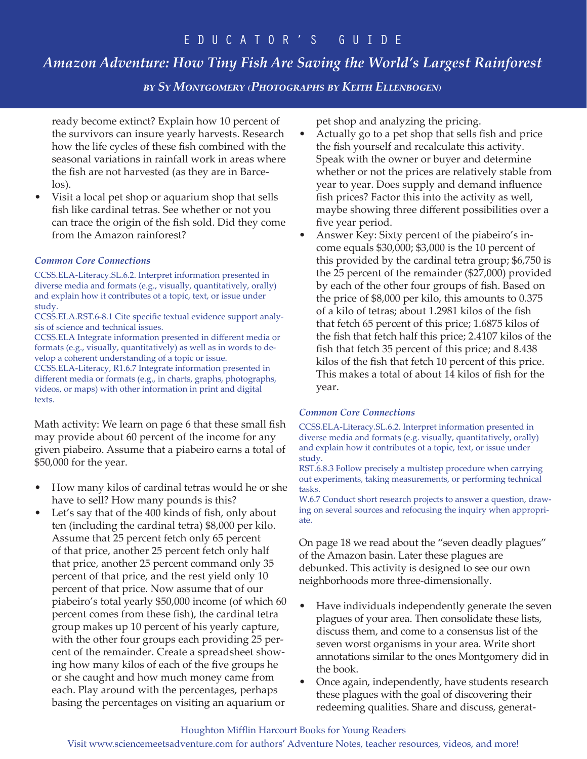ready become extinct? Explain how 10 percent of the survivors can insure yearly harvests. Research how the life cycles of these fish combined with the seasonal variations in rainfall work in areas where the fish are not harvested (as they are in Barcelos).

- Visit a local pet shop or aquarium shop that sells fish like cardinal tetras. See whether or not you can trace the origin of the fish sold. Did they come from the Amazon rainforest?

### *Common Core Connections*

CCSS.ELA-Literacy.SL.6.2. Interpret information presented in diverse media and formats (e.g., visually, quantitatively, orally) and explain how it contributes ot a topic, text, or issue under study.
CCSS.ELA.RST.6-8.1 Cite specific textual evidence support analysis of science and technical issues.
CCSS.ELA Integrate information presented in different media or formats (e.g., visually, quantitatively) as well as in words to develop a coherent understanding of a topic or issue.
CCSS.ELA-Literacy, R1.6.7 Integrate information presented in different media or formats (e.g., in charts, graphs, photographs, videos, or maps) with other information in print and digital texts.

Math activity: We learn on page 6 that these small fish may provide about 60 percent of the income for any given piabeiro. Assume that a piabeiro earns a total of $50,000 for the year.

- How many kilos of cardinal tetras would he or she have to sell? How many pounds is this?
- Let's say that of the 400 kinds of fish, only about ten (including the cardinal tetra) $8,000 per kilo. Assume that 25 percent fetch only 65 percent of that price, another 25 percent fetch only half that price, another 25 percent command only 35 percent of that price, and the rest yield only 10 percent of that price. Now assume that of our piabeiro's total yearly $50,000 income (of which 60 percent comes from these fish), the cardinal tetra group makes up 10 percent of his yearly capture, with the other four groups each providing 25 percent of the remainder. Create a spreadsheet showing how many kilos of each of the five groups he or she caught and how much money came from each. Play around with the percentages, perhaps basing the percentages on visiting an aquarium or pet shop and analyzing the pricing.
- Actually go to a pet shop that sells fish and price the fish yourself and recalculate this activity. Speak with the owner or buyer and determine whether or not the prices are relatively stable from year to year. Does supply and demand influence fish prices? Factor this into the activity as well, maybe showing three different possibilities over a five year period.
- Answer Key: Sixty percent of the piabeiro's income equals $30,000; $3,000 is the 10 percent of this provided by the cardinal tetra group; $6,750 is the 25 percent of the remainder ($27,000) provided by each of the other four groups of fish. Based on the price of $8,000 per kilo, this amounts to 0.375 of a kilo of tetras; about 1.2981 kilos of the fish that fetch 65 percent of this price; 1.6875 kilos of the fish that fetch half this price; 2.4107 kilos of the fish that fetch 35 percent of this price; and 8.438 kilos of the fish that fetch 10 percent of this price. This makes a total of about 14 kilos of fish for the year.

### *Common Core Connections*

CCSS.ELA-Literacy.SL.6.2. Interpret information presented in diverse media and formats (e.g. visually, quantitatively, orally) and explain how it contributes ot a topic, text, or issue under study.
RST.6.8.3 Follow precisely a multistep procedure when carrying out experiments, taking measurements, or performing technical tasks.
W.6.7 Conduct short research projects to answer a question, drawing on several sources and refocusing the inquiry when appropriate.

On page 18 we read about the "seven deadly plagues" of the Amazon basin. Later these plagues are debunked. This activity is designed to see our own neighborhoods more three-dimensionally.

- Have individuals independently generate the seven plagues of your area. Then consolidate these lists, discuss them, and come to a consensus list of the seven worst organisms in your area. Write short annotations similar to the ones Montgomery did in the book.
- Once again, independently, have students research these plagues with the goal of discovering their redeeming qualities. Share and discuss, generat-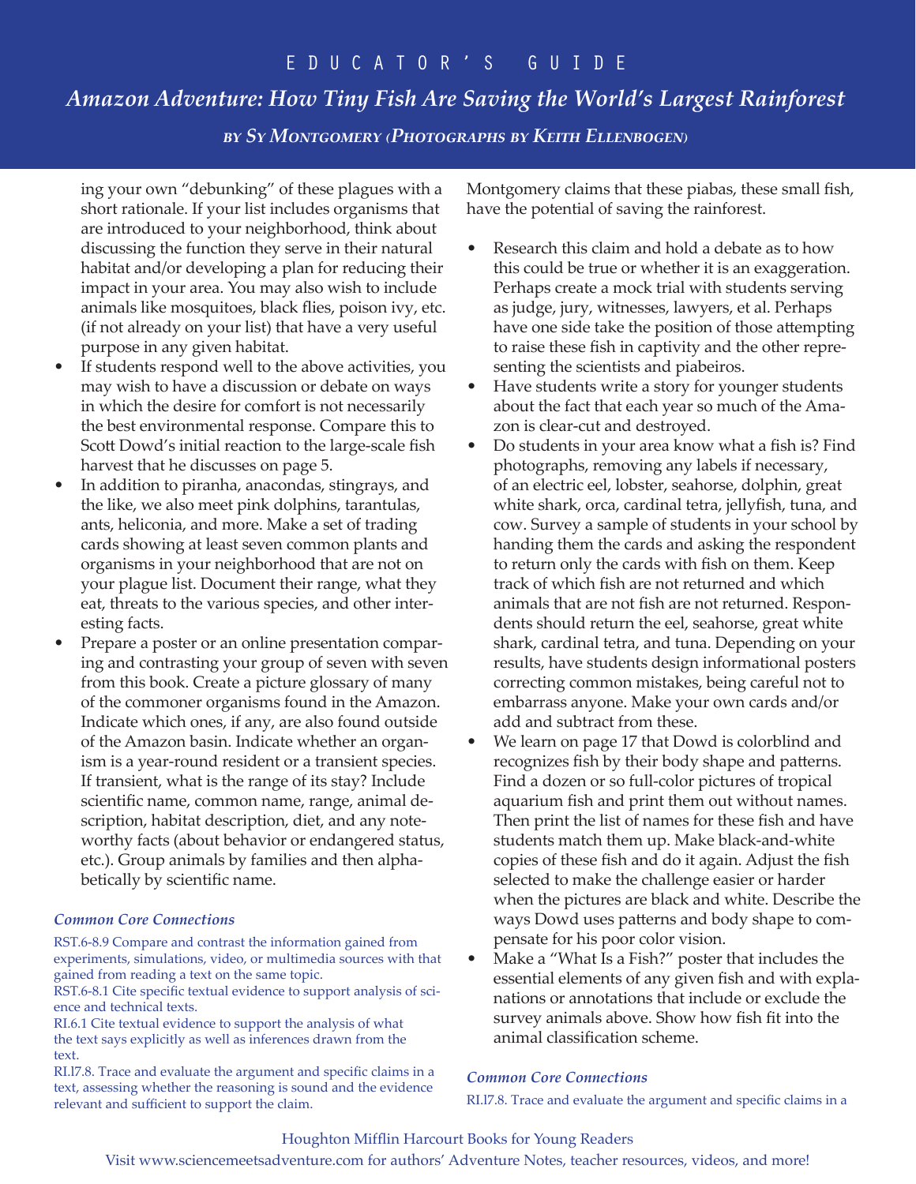ing your own "debunking" of these plagues with a short rationale. If your list includes organisms that are introduced to your neighborhood, think about discussing the function they serve in their natural habitat and/or developing a plan for reducing their impact in your area. You may also wish to include animals like mosquitoes, black flies, poison ivy, etc. (if not already on your list) that have a very useful purpose in any given habitat.

- If students respond well to the above activities, you may wish to have a discussion or debate on ways in which the desire for comfort is not necessarily the best environmental response. Compare this to Scott Dowd's initial reaction to the large-scale fish harvest that he discusses on page 5.
- In addition to piranha, anacondas, stingrays, and the like, we also meet pink dolphins, tarantulas, ants, heliconia, and more. Make a set of trading cards showing at least seven common plants and organisms in your neighborhood that are not on your plague list. Document their range, what they eat, threats to the various species, and other interesting facts.
- Prepare a poster or an online presentation comparing and contrasting your group of seven with seven from this book. Create a picture glossary of many of the commoner organisms found in the Amazon. Indicate which ones, if any, are also found outside of the Amazon basin. Indicate whether an organism is a year-round resident or a transient species. If transient, what is the range of its stay? Include scientific name, common name, range, animal description, habitat description, diet, and any noteworthy facts (about behavior or endangered status, etc.). Group animals by families and then alphabetically by scientific name.

***Common Core Connections***

RST.6-8.9 Compare and contrast the information gained from experiments, simulations, video, or multimedia sources with that gained from reading a text on the same topic.
RST.6-8.1 Cite specific textual evidence to support analysis of science and technical texts.
RI.6.1 Cite textual evidence to support the analysis of what the text says explicitly as well as inferences drawn from the text.
RI.l7.8. Trace and evaluate the argument and specific claims in a text, assessing whether the reasoning is sound and the evidence relevant and sufficient to support the claim.

Montgomery claims that these piabas, these small fish, have the potential of saving the rainforest.

- Research this claim and hold a debate as to how this could be true or whether it is an exaggeration. Perhaps create a mock trial with students serving as judge, jury, witnesses, lawyers, et al. Perhaps have one side take the position of those attempting to raise these fish in captivity and the other representing the scientists and piabeiros.
- Have students write a story for younger students about the fact that each year so much of the Amazon is clear-cut and destroyed.
- Do students in your area know what a fish is? Find photographs, removing any labels if necessary, of an electric eel, lobster, seahorse, dolphin, great white shark, orca, cardinal tetra, jellyfish, tuna, and cow. Survey a sample of students in your school by handing them the cards and asking the respondent to return only the cards with fish on them. Keep track of which fish are not returned and which animals that are not fish are not returned. Respondents should return the eel, seahorse, great white shark, cardinal tetra, and tuna. Depending on your results, have students design informational posters correcting common mistakes, being careful not to embarrass anyone. Make your own cards and/or add and subtract from these.
- We learn on page 17 that Dowd is colorblind and recognizes fish by their body shape and patterns. Find a dozen or so full-color pictures of tropical aquarium fish and print them out without names. Then print the list of names for these fish and have students match them up. Make black-and-white copies of these fish and do it again. Adjust the fish selected to make the challenge easier or harder when the pictures are black and white. Describe the ways Dowd uses patterns and body shape to compensate for his poor color vision.
- Make a "What Is a Fish?" poster that includes the essential elements of any given fish and with explanations or annotations that include or exclude the survey animals above. Show how fish fit into the animal classification scheme.

***Common Core Connections***

RI.l7.8. Trace and evaluate the argument and specific claims in a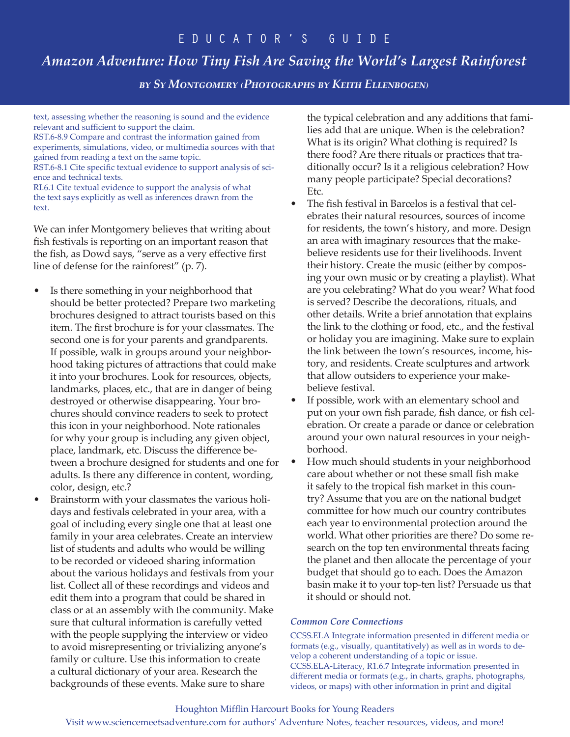text, assessing whether the reasoning is sound and the evidence relevant and sufficient to support the claim.
RST.6-8.9 Compare and contrast the information gained from experiments, simulations, video, or multimedia sources with that gained from reading a text on the same topic.
RST.6-8.1 Cite specific textual evidence to support analysis of science and technical texts.
RI.6.1 Cite textual evidence to support the analysis of what the text says explicitly as well as inferences drawn from the text.

We can infer Montgomery believes that writing about fish festivals is reporting on an important reason that the fish, as Dowd says, "serve as a very effective first line of defense for the rainforest" (p. 7).

- Is there something in your neighborhood that should be better protected? Prepare two marketing brochures designed to attract tourists based on this item. The first brochure is for your classmates. The second one is for your parents and grandparents. If possible, walk in groups around your neighborhood taking pictures of attractions that could make it into your brochures. Look for resources, objects, landmarks, places, etc., that are in danger of being destroyed or otherwise disappearing. Your brochures should convince readers to seek to protect this icon in your neighborhood. Note rationales for why your group is including any given object, place, landmark, etc. Discuss the difference between a brochure designed for students and one for adults. Is there any difference in content, wording, color, design, etc.?
- Brainstorm with your classmates the various holidays and festivals celebrated in your area, with a goal of including every single one that at least one family in your area celebrates. Create an interview list of students and adults who would be willing to be recorded or videoed sharing information about the various holidays and festivals from your list. Collect all of these recordings and videos and edit them into a program that could be shared in class or at an assembly with the community. Make sure that cultural information is carefully vetted with the people supplying the interview or video to avoid misrepresenting or trivializing anyone's family or culture. Use this information to create a cultural dictionary of your area. Research the backgrounds of these events. Make sure to share the typical celebration and any additions that families add that are unique. When is the celebration? What is its origin? What clothing is required? Is there food? Are there rituals or practices that traditionally occur? Is it a religious celebration? How many people participate? Special decorations? Etc.
- The fish festival in Barcelos is a festival that celebrates their natural resources, sources of income for residents, the town's history, and more. Design an area with imaginary resources that the make-believe residents use for their livelihoods. Invent their history. Create the music (either by composing your own music or by creating a playlist). What are you celebrating? What do you wear? What food is served? Describe the decorations, rituals, and other details. Write a brief annotation that explains the link to the clothing or food, etc., and the festival or holiday you are imagining. Make sure to explain the link between the town's resources, income, history, and residents. Create sculptures and artwork that allow outsiders to experience your make-believe festival.
- If possible, work with an elementary school and put on your own fish parade, fish dance, or fish celebration. Or create a parade or dance or celebration around your own natural resources in your neighborhood.
- How much should students in your neighborhood care about whether or not these small fish make it safely to the tropical fish market in this country? Assume that you are on the national budget committee for how much our country contributes each year to environmental protection around the world. What other priorities are there? Do some research on the top ten environmental threats facing the planet and then allocate the percentage of your budget that should go to each. Does the Amazon basin make it to your top-ten list? Persuade us that it should or should not.

***Common Core Connections***

CCSS.ELA Integrate information presented in different media or formats (e.g., visually, quantitatively) as well as in words to develop a coherent understanding of a topic or issue.
CCSS.ELA-Literacy, R1.6.7 Integrate information presented in different media or formats (e.g., in charts, graphs, photographs, videos, or maps) with other information in print and digital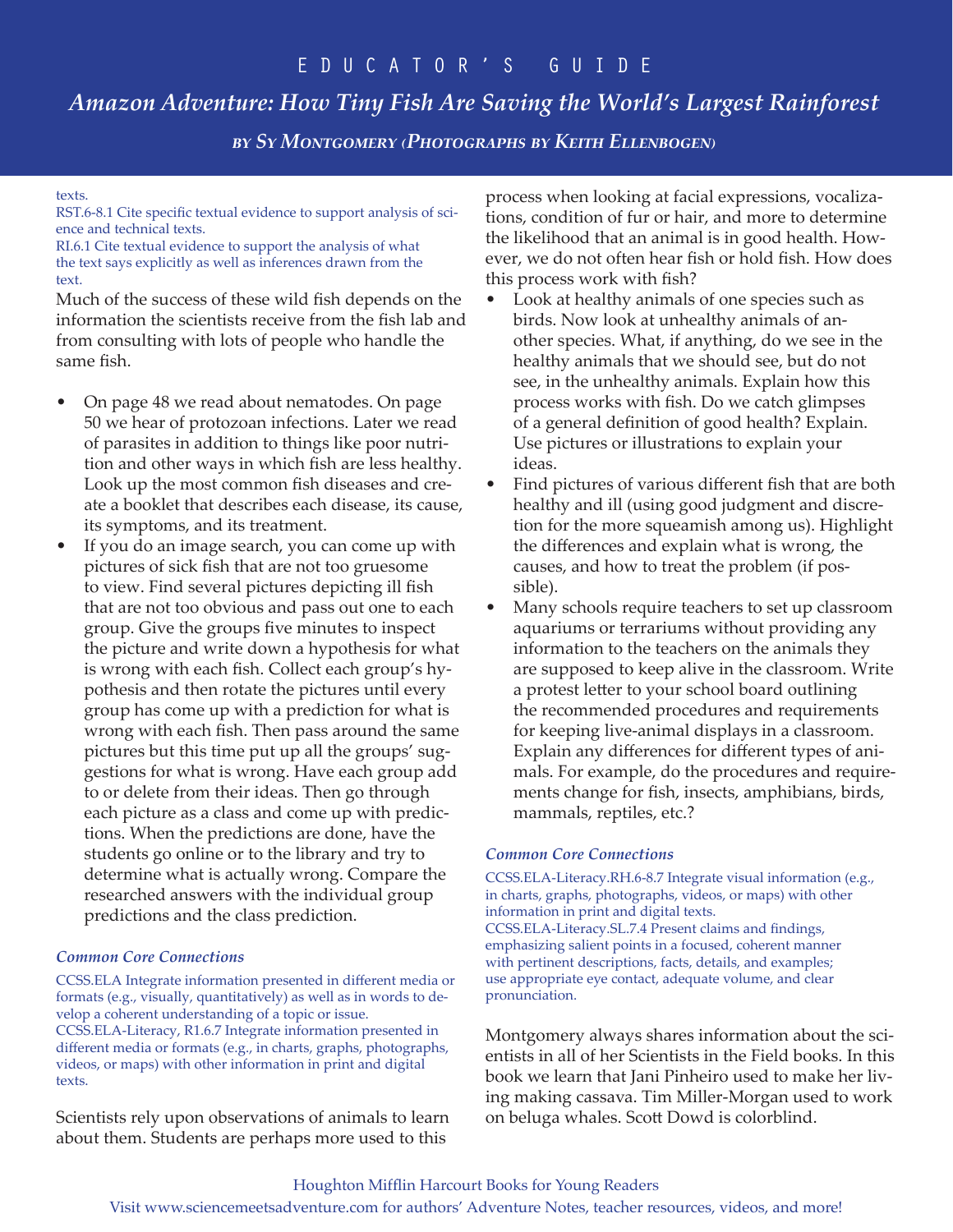texts.
RST.6-8.1 Cite specific textual evidence to support analysis of science and technical texts.
RI.6.1 Cite textual evidence to support the analysis of what the text says explicitly as well as inferences drawn from the text.

Much of the success of these wild fish depends on the information the scientists receive from the fish lab and from consulting with lots of people who handle the same fish.

- On page 48 we read about nematodes. On page 50 we hear of protozoan infections. Later we read of parasites in addition to things like poor nutrition and other ways in which fish are less healthy. Look up the most common fish diseases and create a booklet that describes each disease, its cause, its symptoms, and its treatment.
- If you do an image search, you can come up with pictures of sick fish that are not too gruesome to view. Find several pictures depicting ill fish that are not too obvious and pass out one to each group. Give the groups five minutes to inspect the picture and write down a hypothesis for what is wrong with each fish. Collect each group's hypothesis and then rotate the pictures until every group has come up with a prediction for what is wrong with each fish. Then pass around the same pictures but this time put up all the groups' suggestions for what is wrong. Have each group add to or delete from their ideas. Then go through each picture as a class and come up with predictions. When the predictions are done, have the students go online or to the library and try to determine what is actually wrong. Compare the researched answers with the individual group predictions and the class prediction.

*Common Core Connections*

CCSS.ELA Integrate information presented in different media or formats (e.g., visually, quantitatively) as well as in words to develop a coherent understanding of a topic or issue.
CCSS.ELA-Literacy, R1.6.7 Integrate information presented in different media or formats (e.g., in charts, graphs, photographs, videos, or maps) with other information in print and digital texts.

Scientists rely upon observations of animals to learn about them. Students are perhaps more used to this process when looking at facial expressions, vocalizations, condition of fur or hair, and more to determine the likelihood that an animal is in good health. However, we do not often hear fish or hold fish. How does this process work with fish?

- Look at healthy animals of one species such as birds. Now look at unhealthy animals of another species. What, if anything, do we see in the healthy animals that we should see, but do not see, in the unhealthy animals. Explain how this process works with fish. Do we catch glimpses of a general definition of good health? Explain. Use pictures or illustrations to explain your ideas.
- Find pictures of various different fish that are both healthy and ill (using good judgment and discretion for the more squeamish among us). Highlight the differences and explain what is wrong, the causes, and how to treat the problem (if possible).
- Many schools require teachers to set up classroom aquariums or terrariums without providing any information to the teachers on the animals they are supposed to keep alive in the classroom. Write a protest letter to your school board outlining the recommended procedures and requirements for keeping live-animal displays in a classroom. Explain any differences for different types of animals. For example, do the procedures and requirements change for fish, insects, amphibians, birds, mammals, reptiles, etc.?

*Common Core Connections*

CCSS.ELA-Literacy.RH.6-8.7 Integrate visual information (e.g., in charts, graphs, photographs, videos, or maps) with other information in print and digital texts.
CCSS.ELA-Literacy.SL.7.4 Present claims and findings, emphasizing salient points in a focused, coherent manner with pertinent descriptions, facts, details, and examples; use appropriate eye contact, adequate volume, and clear pronunciation.

Montgomery always shares information about the scientists in all of her Scientists in the Field books. In this book we learn that Jani Pinheiro used to make her living making cassava. Tim Miller-Morgan used to work on beluga whales. Scott Dowd is colorblind.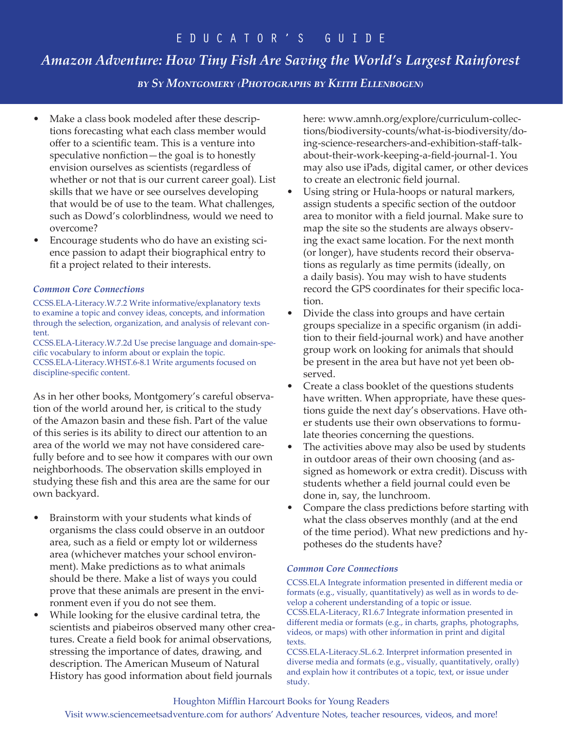- Make a class book modeled after these descriptions forecasting what each class member would offer to a scientific team. This is a venture into speculative nonfiction—the goal is to honestly envision ourselves as scientists (regardless of whether or not that is our current career goal). List skills that we have or see ourselves developing that would be of use to the team. What challenges, such as Dowd's colorblindness, would we need to overcome?
- Encourage students who do have an existing science passion to adapt their biographical entry to fit a project related to their interests.

#### *Common Core Connections*

CCSS.ELA-Literacy.W.7.2 Write informative/explanatory texts to examine a topic and convey ideas, concepts, and information through the selection, organization, and analysis of relevant content.
CCSS.ELA-Literacy.W.7.2d Use precise language and domain-specific vocabulary to inform about or explain the topic.
CCSS.ELA-Literacy.WHST.6-8.1 Write arguments focused on discipline-specific content.

As in her other books, Montgomery's careful observation of the world around her, is critical to the study of the Amazon basin and these fish. Part of the value of this series is its ability to direct our attention to an area of the world we may not have considered carefully before and to see how it compares with our own neighborhoods. The observation skills employed in studying these fish and this area are the same for our own backyard.

- Brainstorm with your students what kinds of organisms the class could observe in an outdoor area, such as a field or empty lot or wilderness area (whichever matches your school environment). Make predictions as to what animals should be there. Make a list of ways you could prove that these animals are present in the environment even if you do not see them.
- While looking for the elusive cardinal tetra, the scientists and piabeiros observed many other creatures. Create a field book for animal observations, stressing the importance of dates, drawing, and description. The American Museum of Natural History has good information about field journals here: www.amnh.org/explore/curriculum-collections/biodiversity-counts/what-is-biodiversity/doing-science-researchers-and-exhibition-staff-talk-about-their-work-keeping-a-field-journal-1. You may also use iPads, digital camer, or other devices to create an electronic field journal.
- Using string or Hula-hoops or natural markers, assign students a specific section of the outdoor area to monitor with a field journal. Make sure to map the site so the students are always observing the exact same location. For the next month (or longer), have students record their observations as regularly as time permits (ideally, on a daily basis). You may wish to have students record the GPS coordinates for their specific location.
- Divide the class into groups and have certain groups specialize in a specific organism (in addition to their field-journal work) and have another group work on looking for animals that should be present in the area but have not yet been observed.
- Create a class booklet of the questions students have written. When appropriate, have these questions guide the next day's observations. Have other students use their own observations to formulate theories concerning the questions.
- The activities above may also be used by students in outdoor areas of their own choosing (and assigned as homework or extra credit). Discuss with students whether a field journal could even be done in, say, the lunchroom.
- Compare the class predictions before starting with what the class observes monthly (and at the end of the time period). What new predictions and hypotheses do the students have?

#### *Common Core Connections*

CCSS.ELA Integrate information presented in different media or formats (e.g., visually, quantitatively) as well as in words to develop a coherent understanding of a topic or issue.
CCSS.ELA-Literacy, R1.6.7 Integrate information presented in different media or formats (e.g., in charts, graphs, photographs, videos, or maps) with other information in print and digital texts.
CCSS.ELA-Literacy.SL.6.2. Interpret information presented in diverse media and formats (e.g., visually, quantitatively, orally) and explain how it contributes ot a topic, text, or issue under study.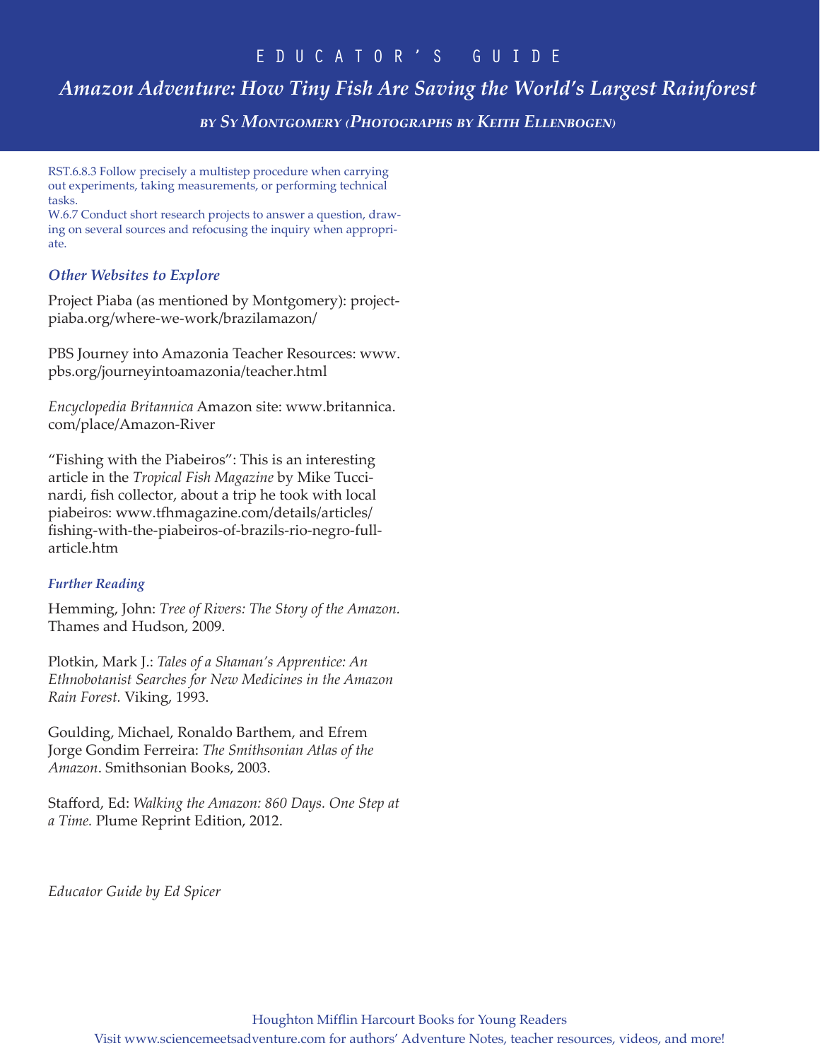RST.6.8.3 Follow precisely a multistep procedure when carrying out experiments, taking measurements, or performing technical tasks.
W.6.7 Conduct short research projects to answer a question, drawing on several sources and refocusing the inquiry when appropriate.

### *Other Websites to Explore*

Project Piaba (as mentioned by Montgomery): project-piaba.org/where-we-work/brazilamazon/

PBS Journey into Amazonia Teacher Resources: www.pbs.org/journeyintoamazonia/teacher.html

*Encyclopedia Britannica* Amazon site: www.britannica.com/place/Amazon-River

"Fishing with the Piabeiros": This is an interesting article in the *Tropical Fish Magazine* by Mike Tuccinardi, fish collector, about a trip he took with local piabeiros: www.tfhmagazine.com/details/articles/fishing-with-the-piabeiros-of-brazils-rio-negro-full-article.htm

#### *Further Reading*

Hemming, John: *Tree of Rivers: The Story of the Amazon.* Thames and Hudson, 2009.

Plotkin, Mark J.: *Tales of a Shaman's Apprentice: An Ethnobotanist Searches for New Medicines in the Amazon Rain Forest.* Viking, 1993.

Goulding, Michael, Ronaldo Barthem, and Efrem Jorge Gondim Ferreira: *The Smithsonian Atlas of the Amazon*. Smithsonian Books, 2003.

Stafford, Ed: *Walking the Amazon: 860 Days. One Step at a Time.* Plume Reprint Edition, 2012.

*Educator Guide by Ed Spicer*